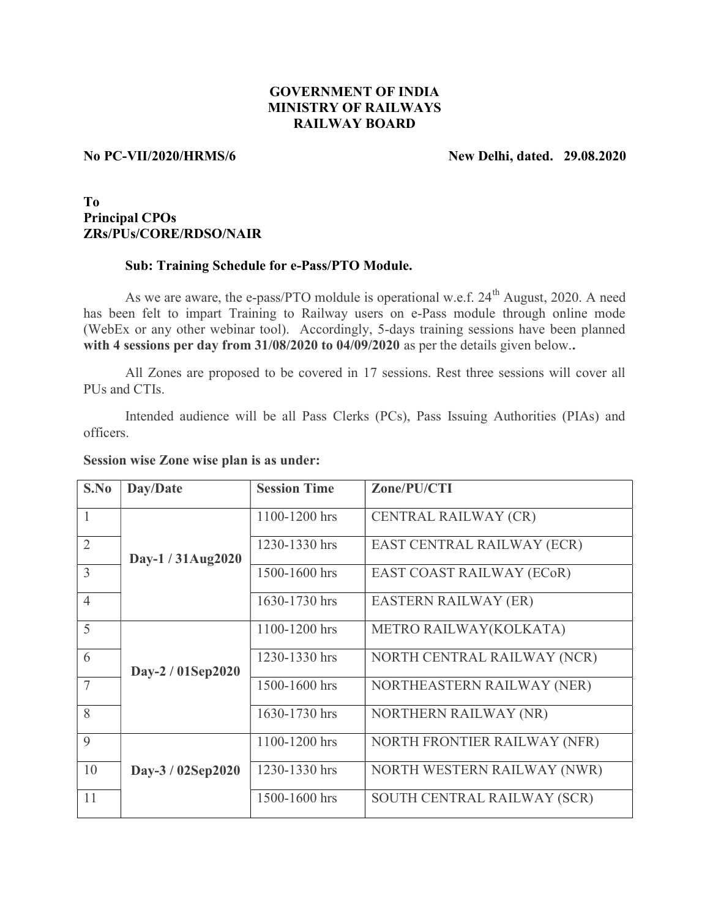**GOVERNMENT OF INDIA**
**MINISTRY OF RAILWAYS**
**RAILWAY BOARD**

**No PC-VII/2020/HRMS/6** **New Delhi, dated. 29.08.2020**

**To**
**Principal CPOs**
**ZRs/PUs/CORE/RDSO/NAIR**

**Sub: Training Schedule for e-Pass/PTO Module.**

As we are aware, the e-pass/PTO moldule is operational w.e.f. 24th August, 2020. A need has been felt to impart Training to Railway users on e-Pass module through online mode (WebEx or any other webinar tool). Accordingly, 5-days training sessions have been planned **with 4 sessions per day from 31/08/2020 to 04/09/2020** as per the details given below.**.**

All Zones are proposed to be covered in 17 sessions. Rest three sessions will cover all PUs and CTIs.

Intended audience will be all Pass Clerks (PCs), Pass Issuing Authorities (PIAs) and officers.

**Session wise Zone wise plan is as under:**

| S.No | Day/Date | Session Time | Zone/PU/CTI |
|---|---|---|---|
| 1 | Day-1 / 31Aug2020 | 1100-1200 hrs | CENTRAL RAILWAY (CR) |
| 2 | | 1230-1330 hrs | EAST CENTRAL RAILWAY (ECR) |
| 3 | | 1500-1600 hrs | EAST COAST RAILWAY (ECoR) |
| 4 | | 1630-1730 hrs | EASTERN RAILWAY (ER) |
| 5 | Day-2 / 01Sep2020 | 1100-1200 hrs | METRO RAILWAY(KOLKATA) |
| 6 | | 1230-1330 hrs | NORTH CENTRAL RAILWAY (NCR) |
| 7 | | 1500-1600 hrs | NORTHEASTERN RAILWAY (NER) |
| 8 | | 1630-1730 hrs | NORTHERN RAILWAY (NR) |
| 9 | Day-3 / 02Sep2020 | 1100-1200 hrs | NORTH FRONTIER RAILWAY (NFR) |
| 10 | | 1230-1330 hrs | NORTH WESTERN RAILWAY (NWR) |
| 11 | | 1500-1600 hrs | SOUTH CENTRAL RAILWAY (SCR) |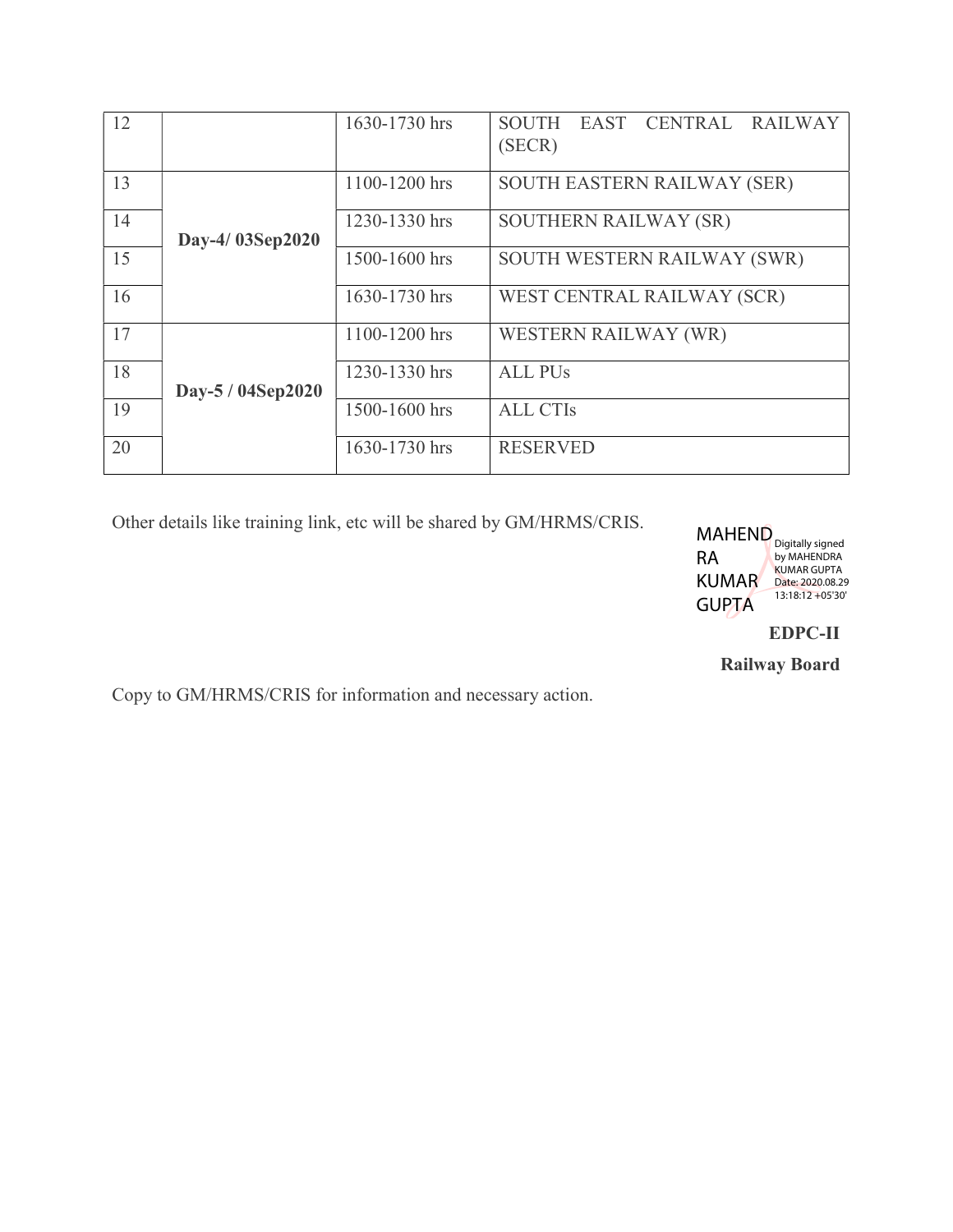| | | | |
|---|---|---|---|
| 12 | | 1630-1730 hrs | SOUTH EAST CENTRAL RAILWAY (SECR) |
| 13 | **Day-4/ 03Sep2020** | 1100-1200 hrs | SOUTH EASTERN RAILWAY (SER) |
| 14 | | 1230-1330 hrs | SOUTHERN RAILWAY (SR) |
| 15 | | 1500-1600 hrs | SOUTH WESTERN RAILWAY (SWR) |
| 16 | | 1630-1730 hrs | WEST CENTRAL RAILWAY (SCR) |
| 17 | **Day-5 / 04Sep2020** | 1100-1200 hrs | WESTERN RAILWAY (WR) |
| 18 | | 1230-1330 hrs | ALL PUs |
| 19 | | 1500-1600 hrs | ALL CTIs |
| 20 | | 1630-1730 hrs | RESERVED |

Other details like training link, etc will be shared by GM/HRMS/CRIS.

MAHENDRA KUMAR GUPTA
Digitally signed by MAHENDRA KUMAR GUPTA
Date: 2020.08.29 13:18:12 +05'30'

**EDPC-II**

**Railway Board**

Copy to GM/HRMS/CRIS for information and necessary action.